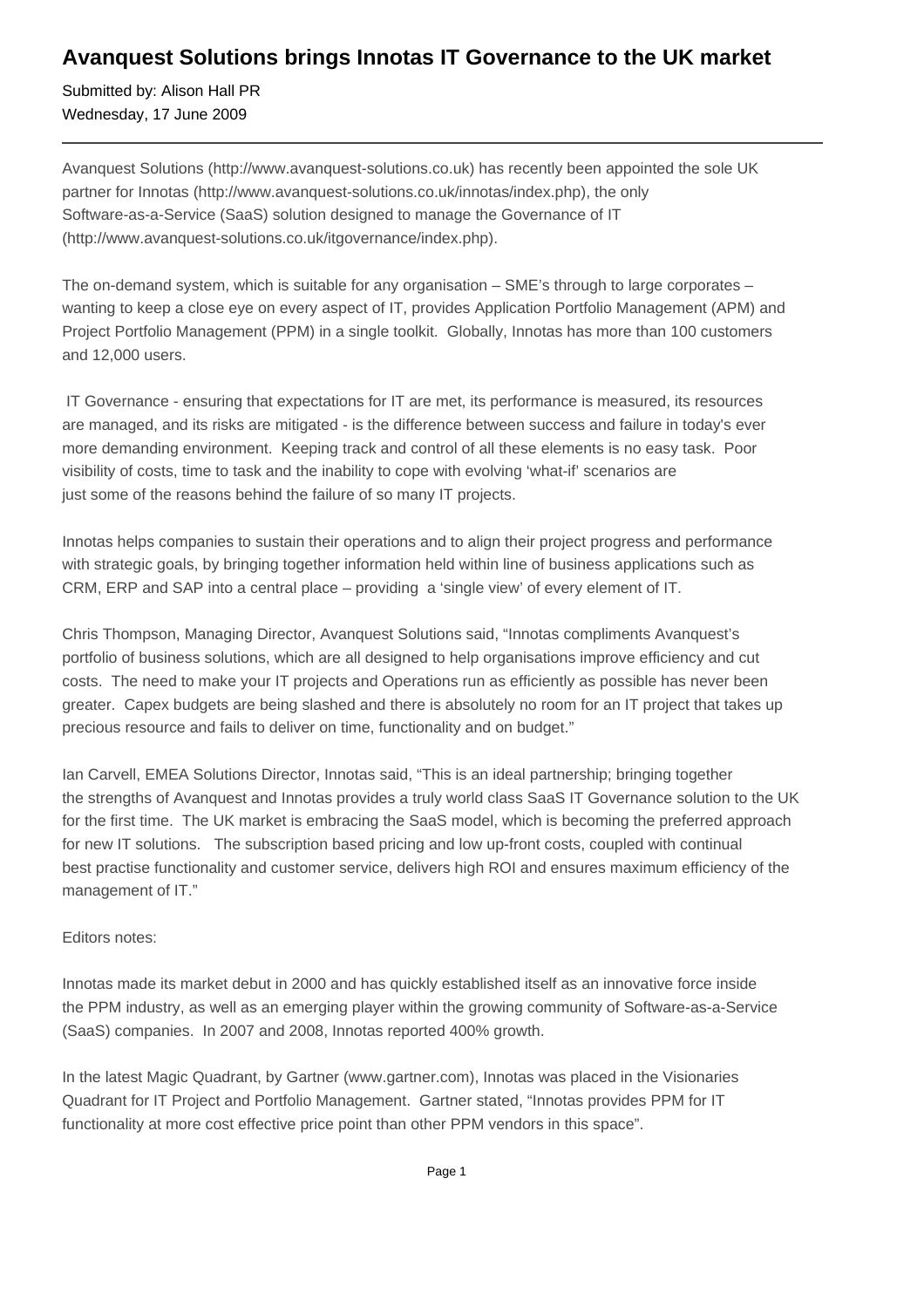# Avanquest Solutions brings Innotas IT Governance to the UK market

Submitted by: Alison Hall PR
Wednesday, 17 June 2009

---

Avanquest Solutions (http://www.avanquest-solutions.co.uk) has recently been appointed the sole UK partner for Innotas (http://www.avanquest-solutions.co.uk/innotas/index.php), the only Software-as-a-Service (SaaS) solution designed to manage the Governance of IT (http://www.avanquest-solutions.co.uk/itgovernance/index.php).

The on-demand system, which is suitable for any organisation – SME's through to large corporates – wanting to keep a close eye on every aspect of IT, provides Application Portfolio Management (APM) and Project Portfolio Management (PPM) in a single toolkit. Globally, Innotas has more than 100 customers and 12,000 users.

IT Governance - ensuring that expectations for IT are met, its performance is measured, its resources are managed, and its risks are mitigated - is the difference between success and failure in today's ever more demanding environment. Keeping track and control of all these elements is no easy task. Poor visibility of costs, time to task and the inability to cope with evolving 'what-if' scenarios are just some of the reasons behind the failure of so many IT projects.

Innotas helps companies to sustain their operations and to align their project progress and performance with strategic goals, by bringing together information held within line of business applications such as CRM, ERP and SAP into a central place – providing a 'single view' of every element of IT.

Chris Thompson, Managing Director, Avanquest Solutions said, "Innotas compliments Avanquest's portfolio of business solutions, which are all designed to help organisations improve efficiency and cut costs. The need to make your IT projects and Operations run as efficiently as possible has never been greater. Capex budgets are being slashed and there is absolutely no room for an IT project that takes up precious resource and fails to deliver on time, functionality and on budget."

Ian Carvell, EMEA Solutions Director, Innotas said, "This is an ideal partnership; bringing together the strengths of Avanquest and Innotas provides a truly world class SaaS IT Governance solution to the UK for the first time. The UK market is embracing the SaaS model, which is becoming the preferred approach for new IT solutions. The subscription based pricing and low up-front costs, coupled with continual best practise functionality and customer service, delivers high ROI and ensures maximum efficiency of the management of IT."

Editors notes:

Innotas made its market debut in 2000 and has quickly established itself as an innovative force inside the PPM industry, as well as an emerging player within the growing community of Software-as-a-Service (SaaS) companies. In 2007 and 2008, Innotas reported 400% growth.

In the latest Magic Quadrant, by Gartner (www.gartner.com), Innotas was placed in the Visionaries Quadrant for IT Project and Portfolio Management. Gartner stated, "Innotas provides PPM for IT functionality at more cost effective price point than other PPM vendors in this space".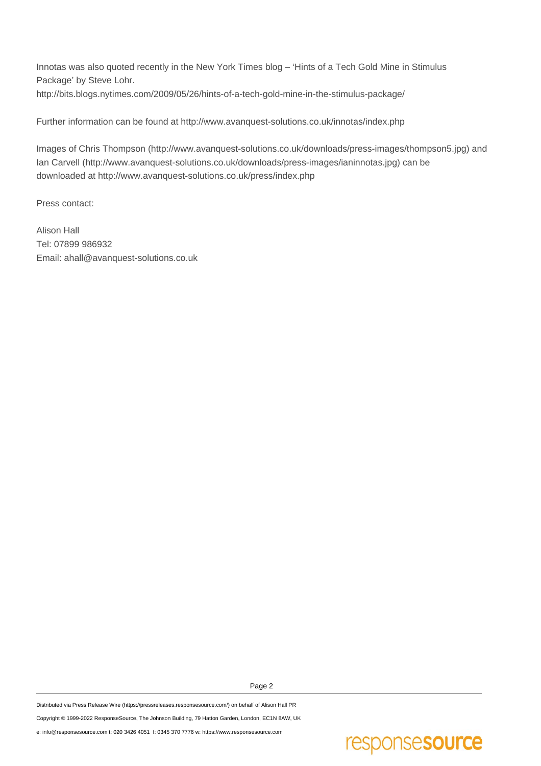Innotas was also quoted recently in the New York Times blog – 'Hints of a Tech Gold Mine in Stimulus Package' by Steve Lohr.
http://bits.blogs.nytimes.com/2009/05/26/hints-of-a-tech-gold-mine-in-the-stimulus-package/

Further information can be found at http://www.avanquest-solutions.co.uk/innotas/index.php

Images of Chris Thompson (http://www.avanquest-solutions.co.uk/downloads/press-images/thompson5.jpg) and Ian Carvell (http://www.avanquest-solutions.co.uk/downloads/press-images/ianinnotas.jpg) can be downloaded at http://www.avanquest-solutions.co.uk/press/index.php

Press contact:

Alison Hall
Tel: 07899 986932
Email: ahall@avanquest-solutions.co.uk